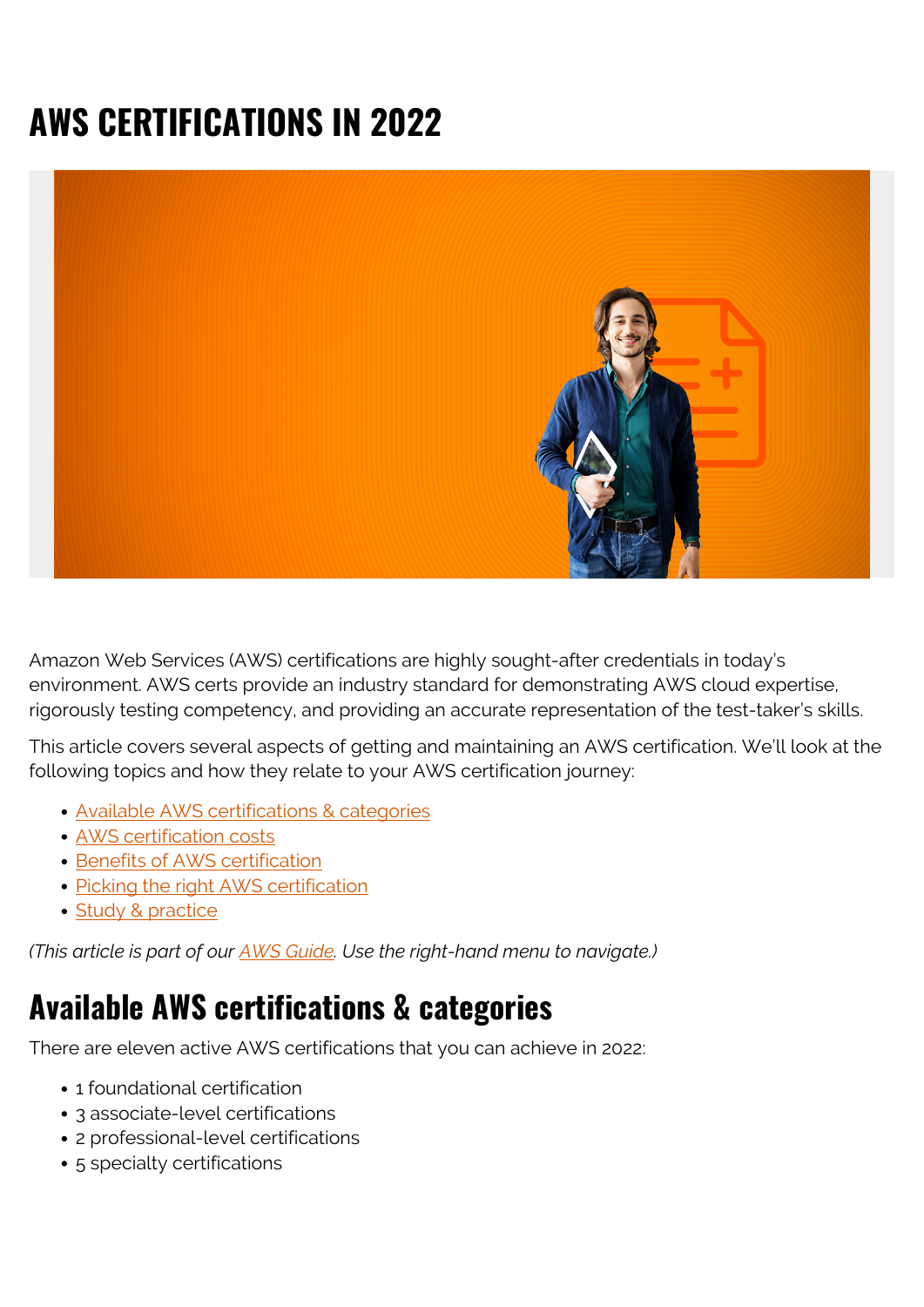# AWS CERTIFICATIONS IN 2022

Amazon Web Services (AWS) certifications are highly sought-after credentials in today's environment. AWS certs provide an industry standard for demonstrating AWS cloud expertise, rigorously testing competency, and providing an accurate representation of the test-taker's skills.

This article covers several aspects of getting and maintaining an AWS certification. We'll look at the following topics and how they relate to your AWS certification journey:

- Available AWS certifications & categories
- AWS certification costs
- Benefits of AWS certification
- Picking the right AWS certification
- Study & practice

*(This article is part of our AWS Guide. Use the right-hand menu to navigate.)*

## Available AWS certifications & categories

There are eleven active AWS certifications that you can achieve in 2022:

- 1 foundational certification
- 3 associate-level certifications
- 2 professional-level certifications
- 5 specialty certifications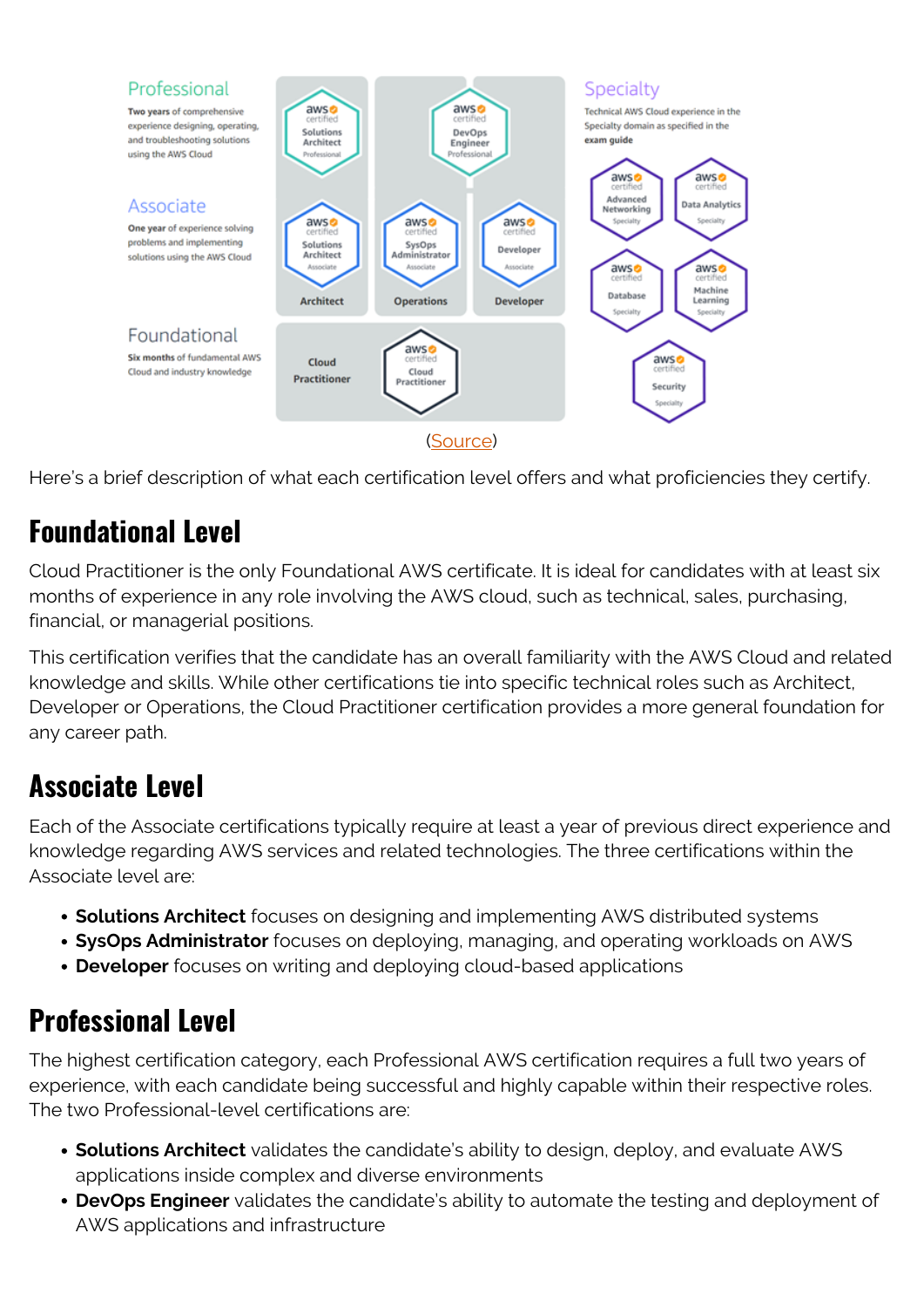Professional

Two years of comprehensive experience designing, operating, and troubleshooting solutions using the AWS Cloud

Associate

One year of experience solving problems and implementing solutions using the AWS Cloud

Foundational

Six months of fundamental AWS Cloud and industry knowledge

aws certified Solutions Architect Professional

aws certified DevOps Engineer Professional

aws certified Solutions Architect Associate

aws certified SysOps Administrator Associate

aws certified Developer Associate

Architect

Operations

Developer

Cloud Practitioner

aws certified Cloud Practitioner

Specialty

Technical AWS Cloud experience in the Specialty domain as specified in the exam guide

aws certified Advanced Networking Specialty

aws certified Data Analytics Specialty

aws certified Database Specialty

aws certified Machine Learning Specialty

aws certified Security Specialty

(Source)

Here's a brief description of what each certification level offers and what proficiencies they certify.

## Foundational Level

Cloud Practitioner is the only Foundational AWS certificate. It is ideal for candidates with at least six months of experience in any role involving the AWS cloud, such as technical, sales, purchasing, financial, or managerial positions.

This certification verifies that the candidate has an overall familiarity with the AWS Cloud and related knowledge and skills. While other certifications tie into specific technical roles such as Architect, Developer or Operations, the Cloud Practitioner certification provides a more general foundation for any career path.

## Associate Level

Each of the Associate certifications typically require at least a year of previous direct experience and knowledge regarding AWS services and related technologies. The three certifications within the Associate level are:

- **Solutions Architect** focuses on designing and implementing AWS distributed systems
- **SysOps Administrator** focuses on deploying, managing, and operating workloads on AWS
- **Developer** focuses on writing and deploying cloud-based applications

## Professional Level

The highest certification category, each Professional AWS certification requires a full two years of experience, with each candidate being successful and highly capable within their respective roles. The two Professional-level certifications are:

- **Solutions Architect** validates the candidate's ability to design, deploy, and evaluate AWS applications inside complex and diverse environments
- **DevOps Engineer** validates the candidate's ability to automate the testing and deployment of AWS applications and infrastructure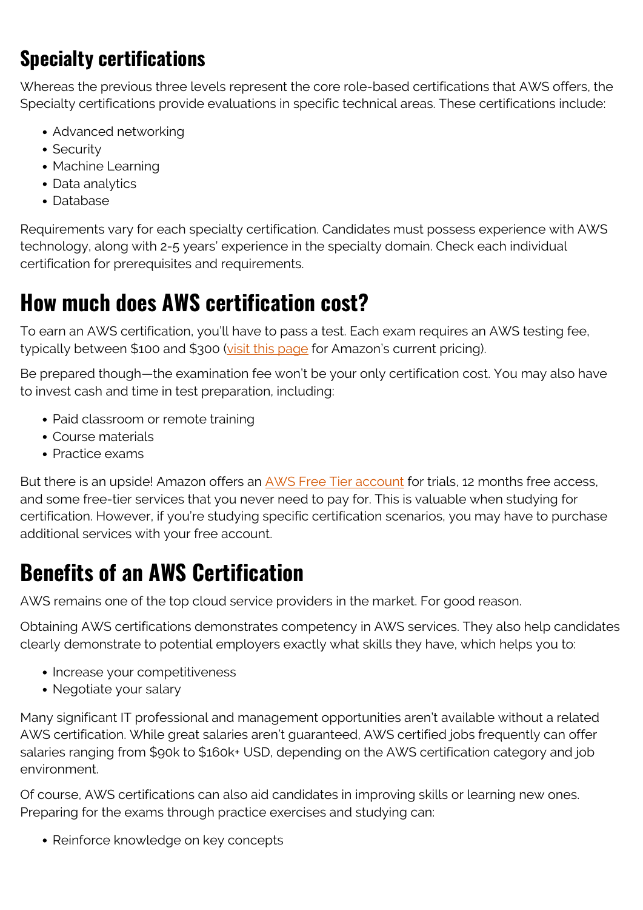## Specialty certifications

Whereas the previous three levels represent the core role-based certifications that AWS offers, the Specialty certifications provide evaluations in specific technical areas. These certifications include:

- Advanced networking
- Security
- Machine Learning
- Data analytics
- Database

Requirements vary for each specialty certification. Candidates must possess experience with AWS technology, along with 2-5 years' experience in the specialty domain. Check each individual certification for prerequisites and requirements.

# How much does AWS certification cost?

To earn an AWS certification, you'll have to pass a test. Each exam requires an AWS testing fee, typically between $100 and $300 (visit this page for Amazon's current pricing).

Be prepared though—the examination fee won't be your only certification cost. You may also have to invest cash and time in test preparation, including:

- Paid classroom or remote training
- Course materials
- Practice exams

But there is an upside! Amazon offers an AWS Free Tier account for trials, 12 months free access, and some free-tier services that you never need to pay for. This is valuable when studying for certification. However, if you're studying specific certification scenarios, you may have to purchase additional services with your free account.

# Benefits of an AWS Certification

AWS remains one of the top cloud service providers in the market. For good reason.

Obtaining AWS certifications demonstrates competency in AWS services. They also help candidates clearly demonstrate to potential employers exactly what skills they have, which helps you to:

- Increase your competitiveness
- Negotiate your salary

Many significant IT professional and management opportunities aren't available without a related AWS certification. While great salaries aren't guaranteed, AWS certified jobs frequently can offer salaries ranging from $90k to $160k+ USD, depending on the AWS certification category and job environment.

Of course, AWS certifications can also aid candidates in improving skills or learning new ones. Preparing for the exams through practice exercises and studying can:

- Reinforce knowledge on key concepts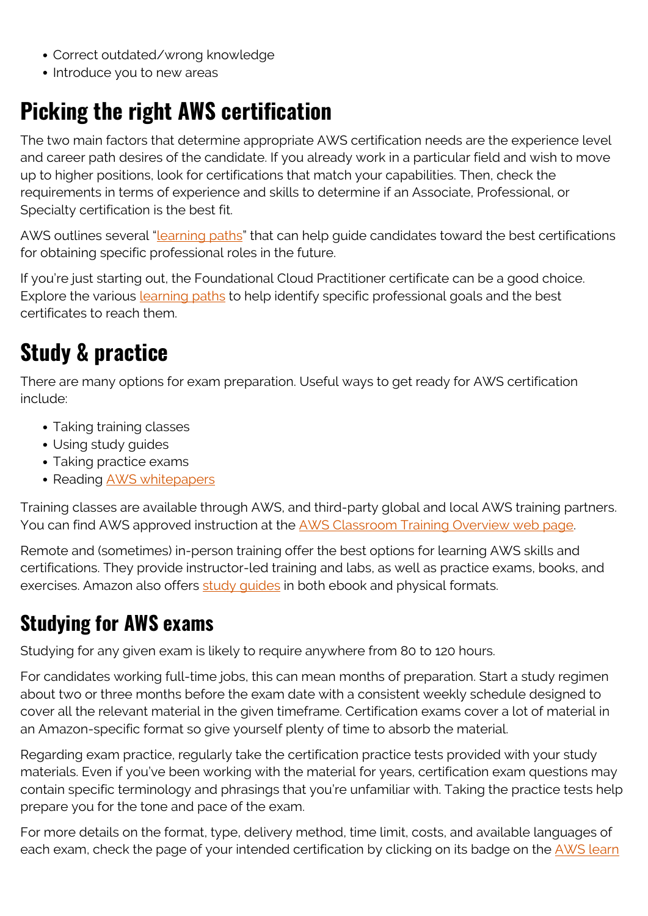- Correct outdated/wrong knowledge
- Introduce you to new areas

## Picking the right AWS certification

The two main factors that determine appropriate AWS certification needs are the experience level and career path desires of the candidate. If you already work in a particular field and wish to move up to higher positions, look for certifications that match your capabilities. Then, check the requirements in terms of experience and skills to determine if an Associate, Professional, or Specialty certification is the best fit.

AWS outlines several "learning paths" that can help guide candidates toward the best certifications for obtaining specific professional roles in the future.

If you're just starting out, the Foundational Cloud Practitioner certificate can be a good choice. Explore the various learning paths to help identify specific professional goals and the best certificates to reach them.

## Study & practice

There are many options for exam preparation. Useful ways to get ready for AWS certification include:

- Taking training classes
- Using study guides
- Taking practice exams
- Reading AWS whitepapers

Training classes are available through AWS, and third-party global and local AWS training partners. You can find AWS approved instruction at the AWS Classroom Training Overview web page.

Remote and (sometimes) in-person training offer the best options for learning AWS skills and certifications. They provide instructor-led training and labs, as well as practice exams, books, and exercises. Amazon also offers study guides in both ebook and physical formats.

### Studying for AWS exams

Studying for any given exam is likely to require anywhere from 80 to 120 hours.

For candidates working full-time jobs, this can mean months of preparation. Start a study regimen about two or three months before the exam date with a consistent weekly schedule designed to cover all the relevant material in the given timeframe. Certification exams cover a lot of material in an Amazon-specific format so give yourself plenty of time to absorb the material.

Regarding exam practice, regularly take the certification practice tests provided with your study materials. Even if you've been working with the material for years, certification exam questions may contain specific terminology and phrasings that you're unfamiliar with. Taking the practice tests help prepare you for the tone and pace of the exam.

For more details on the format, type, delivery method, time limit, costs, and available languages of each exam, check the page of your intended certification by clicking on its badge on the AWS learn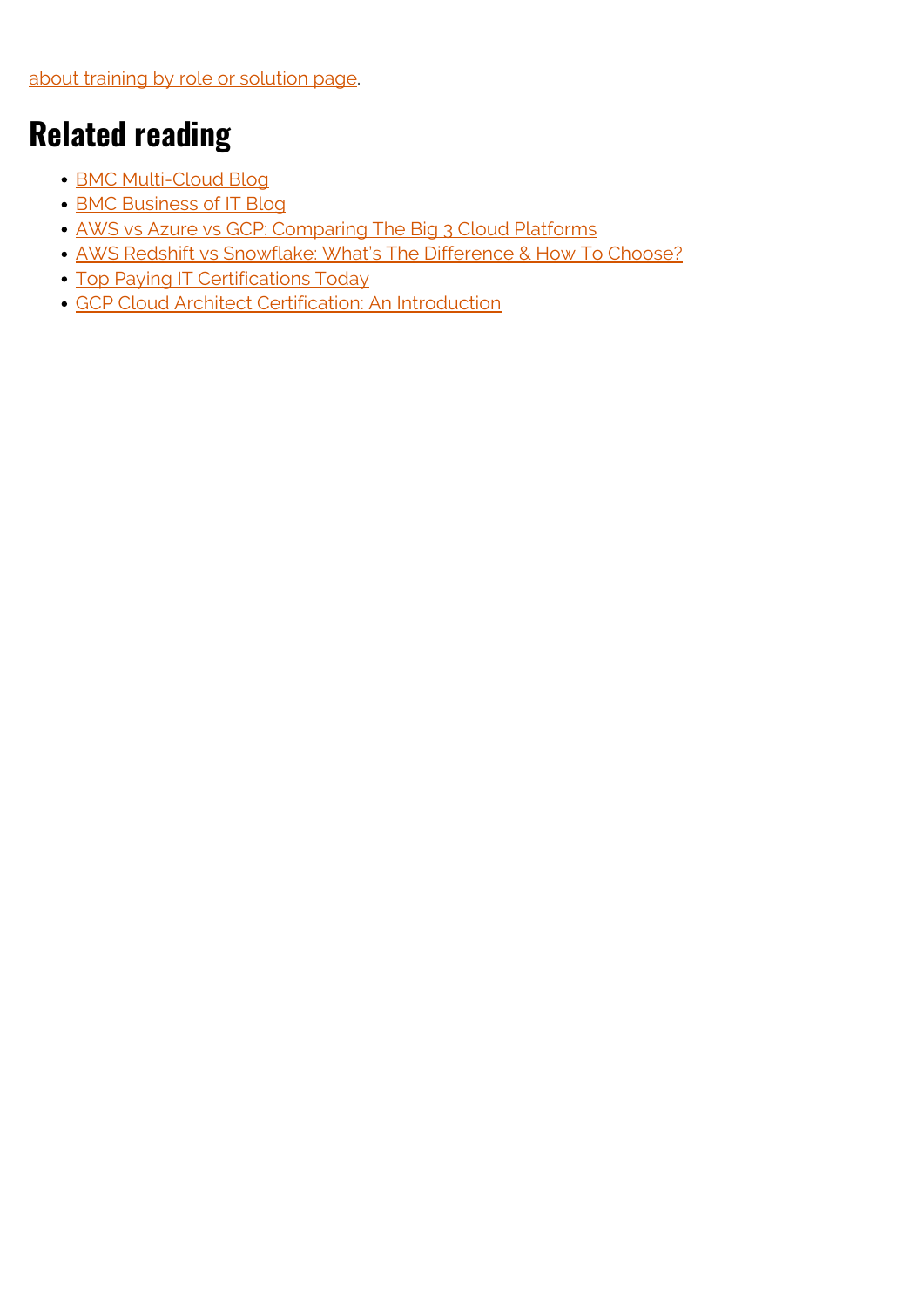about training by role or solution page.

## Related reading

- BMC Multi-Cloud Blog
- BMC Business of IT Blog
- AWS vs Azure vs GCP: Comparing The Big 3 Cloud Platforms
- AWS Redshift vs Snowflake: What's The Difference & How To Choose?
- Top Paying IT Certifications Today
- GCP Cloud Architect Certification: An Introduction